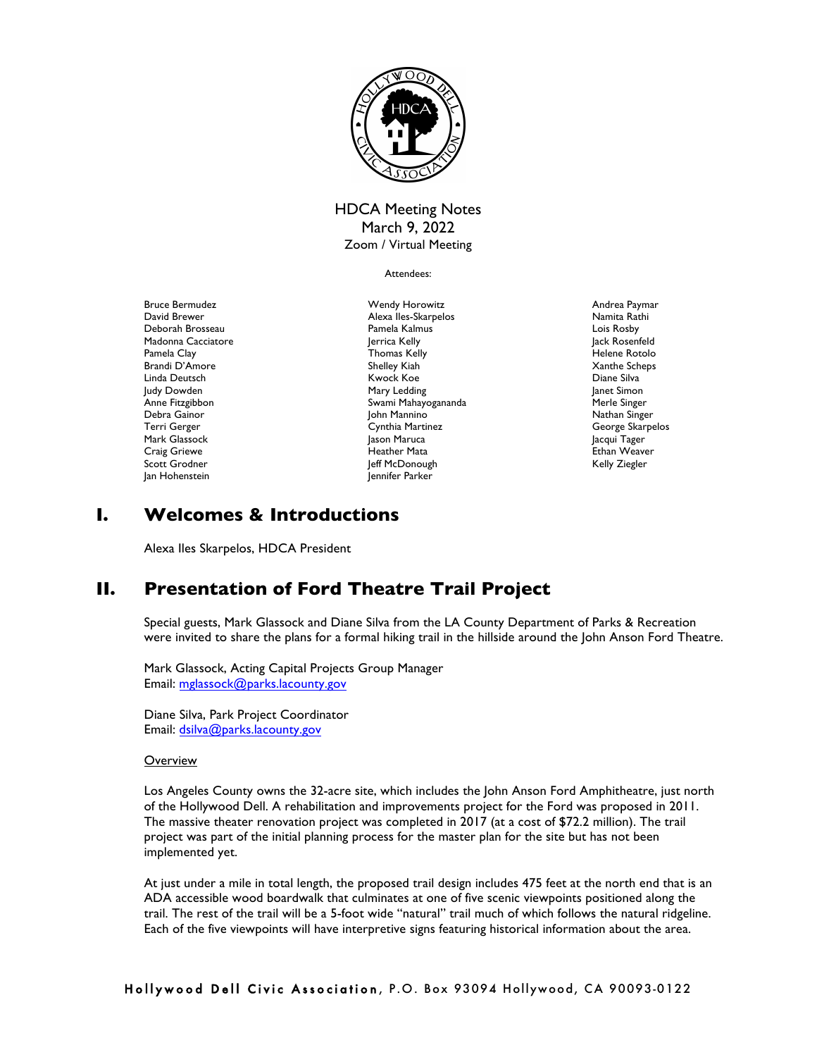HDCA Meeting Notes
March 9, 2022
Zoom / Virtual Meeting

Attendees:

Bruce Bermudez
David Brewer
Deborah Brosseau
Madonna Cacciatore
Pamela Clay
Brandi D'Amore
Linda Deutsch
Judy Dowden
Anne Fitzgibbon
Debra Gainor
Terri Gerger
Mark Glassock
Craig Griewe
Scott Grodner
Jan Hohenstein
Wendy Horowitz
Alexa Iles-Skarpelos
Pamela Kalmus
Jerrica Kelly
Thomas Kelly
Shelley Kiah
Kwock Koe
Mary Ledding
Swami Mahayogananda
John Mannino
Cynthia Martinez
Jason Maruca
Heather Mata
Jeff McDonough
Jennifer Parker
Andrea Paymar
Namita Rathi
Lois Rosby
Jack Rosenfeld
Helene Rotolo
Xanthe Scheps
Diane Silva
Janet Simon
Merle Singer
Nathan Singer
George Skarpelos
Jacqui Tager
Ethan Weaver
Kelly Ziegler

# I. Welcomes & Introductions

Alexa Iles Skarpelos, HDCA President

# II. Presentation of Ford Theatre Trail Project

Special guests, Mark Glassock and Diane Silva from the LA County Department of Parks & Recreation were invited to share the plans for a formal hiking trail in the hillside around the John Anson Ford Theatre.

Mark Glassock, Acting Capital Projects Group Manager
Email: mglassock@parks.lacounty.gov

Diane Silva, Park Project Coordinator
Email: dsilva@parks.lacounty.gov

Overview

Los Angeles County owns the 32-acre site, which includes the John Anson Ford Amphitheatre, just north of the Hollywood Dell. A rehabilitation and improvements project for the Ford was proposed in 2011. The massive theater renovation project was completed in 2017 (at a cost of $72.2 million). The trail project was part of the initial planning process for the master plan for the site but has not been implemented yet.

At just under a mile in total length, the proposed trail design includes 475 feet at the north end that is an ADA accessible wood boardwalk that culminates at one of five scenic viewpoints positioned along the trail. The rest of the trail will be a 5-foot wide "natural" trail much of which follows the natural ridgeline. Each of the five viewpoints will have interpretive signs featuring historical information about the area.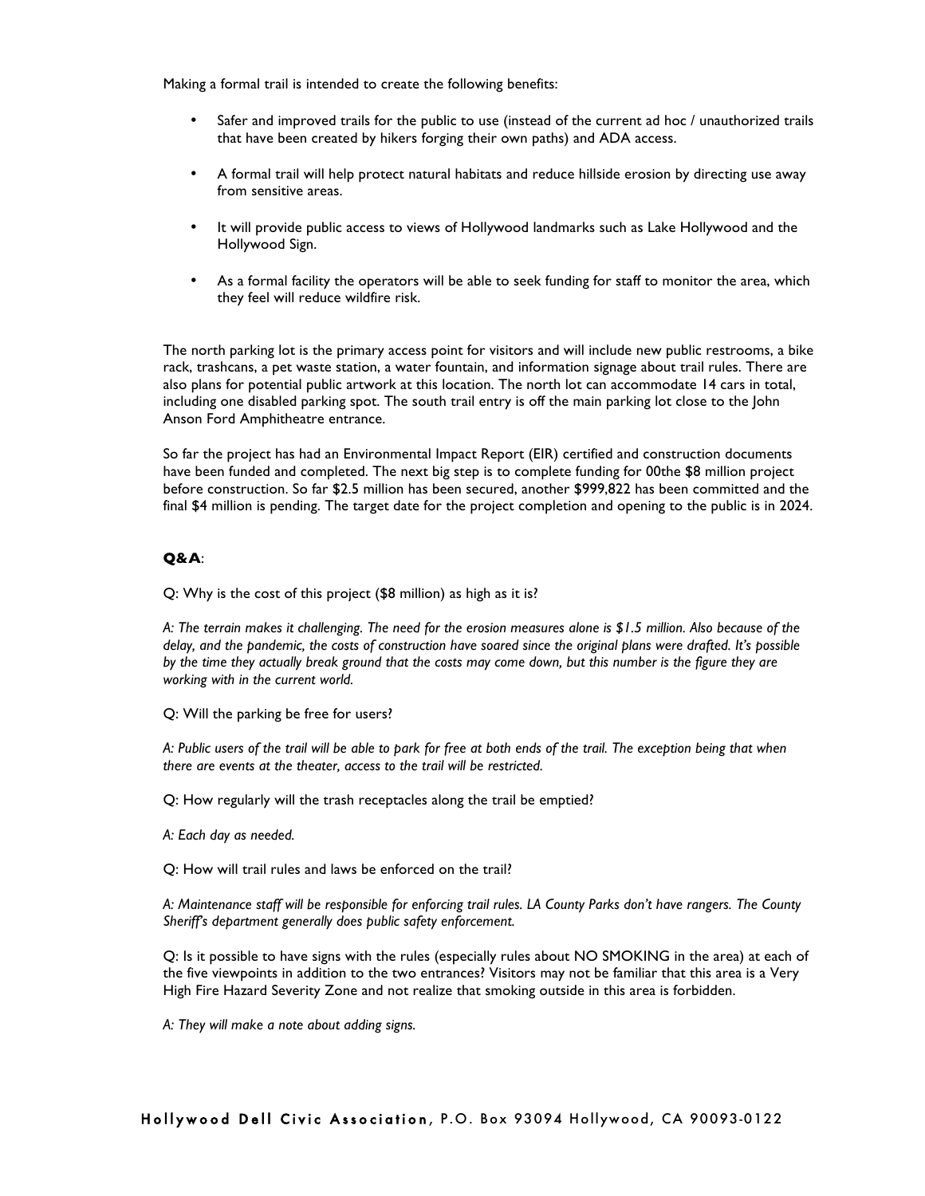Making a formal trail is intended to create the following benefits:

- Safer and improved trails for the public to use (instead of the current ad hoc / unauthorized trails that have been created by hikers forging their own paths) and ADA access.
- A formal trail will help protect natural habitats and reduce hillside erosion by directing use away from sensitive areas.
- It will provide public access to views of Hollywood landmarks such as Lake Hollywood and the Hollywood Sign.
- As a formal facility the operators will be able to seek funding for staff to monitor the area, which they feel will reduce wildfire risk.

The north parking lot is the primary access point for visitors and will include new public restrooms, a bike rack, trashcans, a pet waste station, a water fountain, and information signage about trail rules. There are also plans for potential public artwork at this location. The north lot can accommodate 14 cars in total, including one disabled parking spot. The south trail entry is off the main parking lot close to the John Anson Ford Amphitheatre entrance.

So far the project has had an Environmental Impact Report (EIR) certified and construction documents have been funded and completed. The next big step is to complete funding for 00the $8 million project before construction. So far $2.5 million has been secured, another $999,822 has been committed and the final $4 million is pending. The target date for the project completion and opening to the public is in 2024.

**Q&A**:

Q: Why is the cost of this project ($8 million) as high as it is?

*A: The terrain makes it challenging. The need for the erosion measures alone is $1.5 million. Also because of the delay, and the pandemic, the costs of construction have soared since the original plans were drafted. It's possible by the time they actually break ground that the costs may come down, but this number is the figure they are working with in the current world.*

Q: Will the parking be free for users?

*A: Public users of the trail will be able to park for free at both ends of the trail. The exception being that when there are events at the theater, access to the trail will be restricted.*

Q: How regularly will the trash receptacles along the trail be emptied?

*A: Each day as needed.*

Q: How will trail rules and laws be enforced on the trail?

*A: Maintenance staff will be responsible for enforcing trail rules. LA County Parks don't have rangers. The County Sheriff's department generally does public safety enforcement.*

Q: Is it possible to have signs with the rules (especially rules about NO SMOKING in the area) at each of the five viewpoints in addition to the two entrances? Visitors may not be familiar that this area is a Very High Fire Hazard Severity Zone and not realize that smoking outside in this area is forbidden.

*A: They will make a note about adding signs.*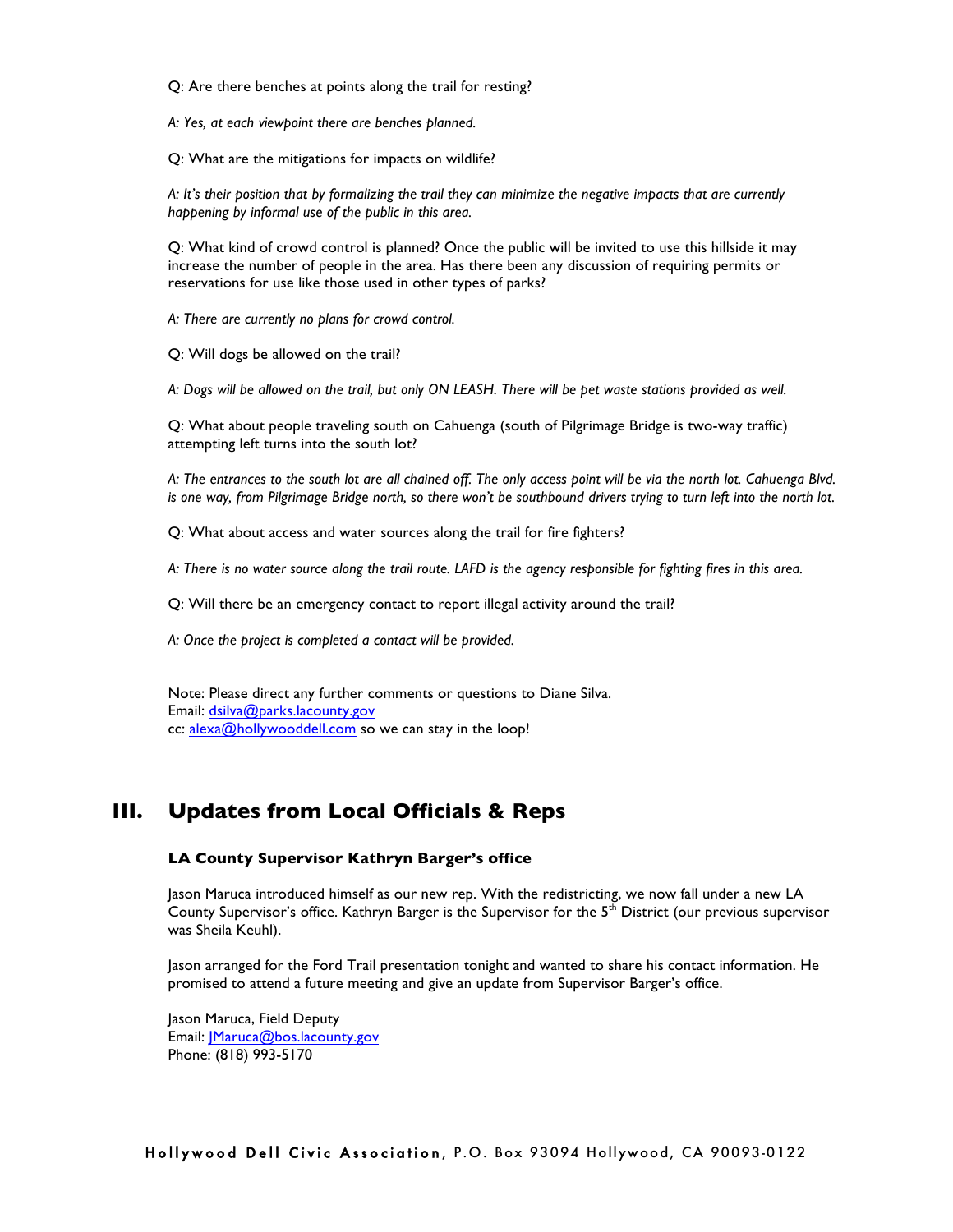Q: Are there benches at points along the trail for resting?

*A: Yes, at each viewpoint there are benches planned.*

Q: What are the mitigations for impacts on wildlife?

*A: It's their position that by formalizing the trail they can minimize the negative impacts that are currently happening by informal use of the public in this area.*

Q: What kind of crowd control is planned? Once the public will be invited to use this hillside it may increase the number of people in the area. Has there been any discussion of requiring permits or reservations for use like those used in other types of parks?

*A: There are currently no plans for crowd control.*

Q: Will dogs be allowed on the trail?

*A: Dogs will be allowed on the trail, but only ON LEASH. There will be pet waste stations provided as well.*

Q: What about people traveling south on Cahuenga (south of Pilgrimage Bridge is two-way traffic) attempting left turns into the south lot?

*A: The entrances to the south lot are all chained off. The only access point will be via the north lot. Cahuenga Blvd. is one way, from Pilgrimage Bridge north, so there won't be southbound drivers trying to turn left into the north lot.*

Q: What about access and water sources along the trail for fire fighters?

*A: There is no water source along the trail route. LAFD is the agency responsible for fighting fires in this area.*

Q: Will there be an emergency contact to report illegal activity around the trail?

*A: Once the project is completed a contact will be provided.*

Note: Please direct any further comments or questions to Diane Silva.
Email: dsilva@parks.lacounty.gov
cc: alexa@hollywooddell.com so we can stay in the loop!

## III. Updates from Local Officials & Reps

### LA County Supervisor Kathryn Barger's office

Jason Maruca introduced himself as our new rep. With the redistricting, we now fall under a new LA County Supervisor's office. Kathryn Barger is the Supervisor for the 5th District (our previous supervisor was Sheila Keuhl).

Jason arranged for the Ford Trail presentation tonight and wanted to share his contact information. He promised to attend a future meeting and give an update from Supervisor Barger's office.

Jason Maruca, Field Deputy
Email: JMaruca@bos.lacounty.gov
Phone: (818) 993-5170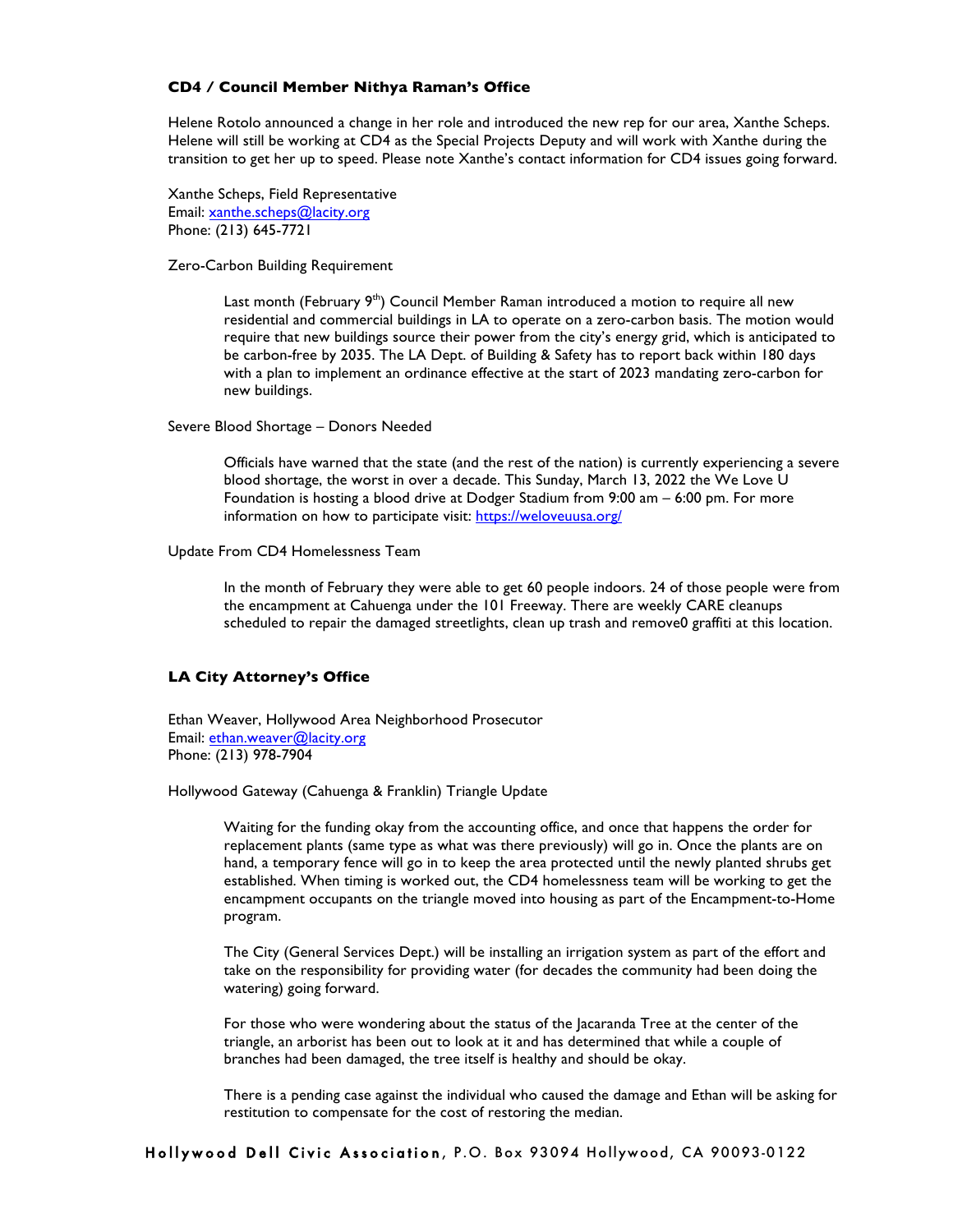### CD4 / Council Member Nithya Raman's Office

Helene Rotolo announced a change in her role and introduced the new rep for our area, Xanthe Scheps. Helene will still be working at CD4 as the Special Projects Deputy and will work with Xanthe during the transition to get her up to speed. Please note Xanthe's contact information for CD4 issues going forward.

Xanthe Scheps, Field Representative
Email: xanthe.scheps@lacity.org
Phone: (213) 645-7721

Zero-Carbon Building Requirement

> Last month (February 9th) Council Member Raman introduced a motion to require all new residential and commercial buildings in LA to operate on a zero-carbon basis. The motion would require that new buildings source their power from the city's energy grid, which is anticipated to be carbon-free by 2035. The LA Dept. of Building & Safety has to report back within 180 days with a plan to implement an ordinance effective at the start of 2023 mandating zero-carbon for new buildings.

Severe Blood Shortage – Donors Needed

> Officials have warned that the state (and the rest of the nation) is currently experiencing a severe blood shortage, the worst in over a decade. This Sunday, March 13, 2022 the We Love U Foundation is hosting a blood drive at Dodger Stadium from 9:00 am – 6:00 pm. For more information on how to participate visit: https://weloveuusa.org/

Update From CD4 Homelessness Team

> In the month of February they were able to get 60 people indoors. 24 of those people were from the encampment at Cahuenga under the 101 Freeway. There are weekly CARE cleanups scheduled to repair the damaged streetlights, clean up trash and remove0 graffiti at this location.

### LA City Attorney's Office

Ethan Weaver, Hollywood Area Neighborhood Prosecutor
Email: ethan.weaver@lacity.org
Phone: (213) 978-7904

Hollywood Gateway (Cahuenga & Franklin) Triangle Update

> Waiting for the funding okay from the accounting office, and once that happens the order for replacement plants (same type as what was there previously) will go in. Once the plants are on hand, a temporary fence will go in to keep the area protected until the newly planted shrubs get established. When timing is worked out, the CD4 homelessness team will be working to get the encampment occupants on the triangle moved into housing as part of the Encampment-to-Home program.
>
> The City (General Services Dept.) will be installing an irrigation system as part of the effort and take on the responsibility for providing water (for decades the community had been doing the watering) going forward.
>
> For those who were wondering about the status of the Jacaranda Tree at the center of the triangle, an arborist has been out to look at it and has determined that while a couple of branches had been damaged, the tree itself is healthy and should be okay.
>
> There is a pending case against the individual who caused the damage and Ethan will be asking for restitution to compensate for the cost of restoring the median.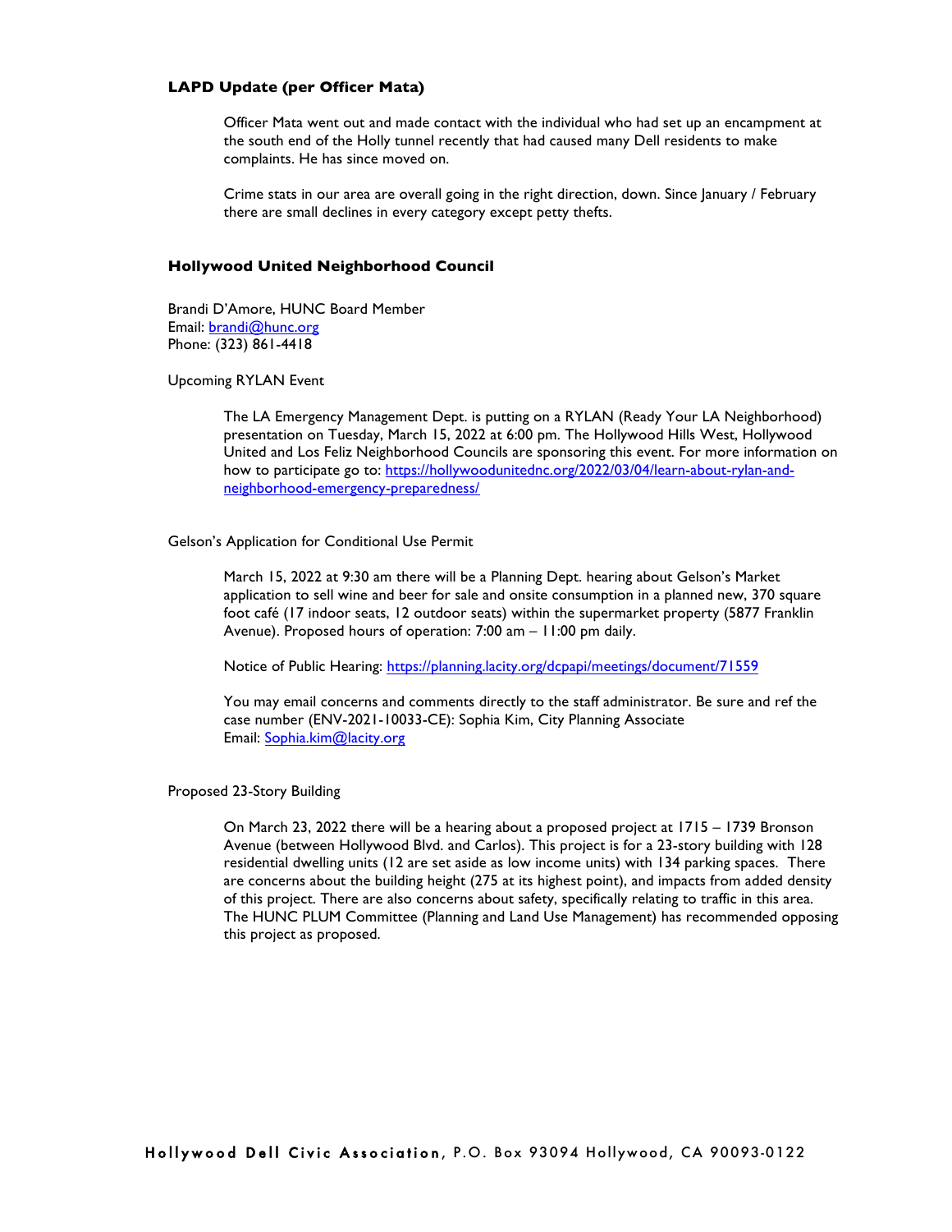### LAPD Update (per Officer Mata)

Officer Mata went out and made contact with the individual who had set up an encampment at the south end of the Holly tunnel recently that had caused many Dell residents to make complaints. He has since moved on.

Crime stats in our area are overall going in the right direction, down. Since January / February there are small declines in every category except petty thefts.

### Hollywood United Neighborhood Council

Brandi D'Amore, HUNC Board Member
Email: brandi@hunc.org
Phone: (323) 861-4418

Upcoming RYLAN Event

The LA Emergency Management Dept. is putting on a RYLAN (Ready Your LA Neighborhood) presentation on Tuesday, March 15, 2022 at 6:00 pm. The Hollywood Hills West, Hollywood United and Los Feliz Neighborhood Councils are sponsoring this event. For more information on how to participate go to: https://hollywoodunitednc.org/2022/03/04/learn-about-rylan-and-neighborhood-emergency-preparedness/

Gelson's Application for Conditional Use Permit

March 15, 2022 at 9:30 am there will be a Planning Dept. hearing about Gelson's Market application to sell wine and beer for sale and onsite consumption in a planned new, 370 square foot café (17 indoor seats, 12 outdoor seats) within the supermarket property (5877 Franklin Avenue). Proposed hours of operation: 7:00 am – 11:00 pm daily.

Notice of Public Hearing: https://planning.lacity.org/dcpapi/meetings/document/71559

You may email concerns and comments directly to the staff administrator. Be sure and ref the case number (ENV-2021-10033-CE): Sophia Kim, City Planning Associate
Email: Sophia.kim@lacity.org

Proposed 23-Story Building

On March 23, 2022 there will be a hearing about a proposed project at 1715 – 1739 Bronson Avenue (between Hollywood Blvd. and Carlos). This project is for a 23-story building with 128 residential dwelling units (12 are set aside as low income units) with 134 parking spaces. There are concerns about the building height (275 at its highest point), and impacts from added density of this project. There are also concerns about safety, specifically relating to traffic in this area. The HUNC PLUM Committee (Planning and Land Use Management) has recommended opposing this project as proposed.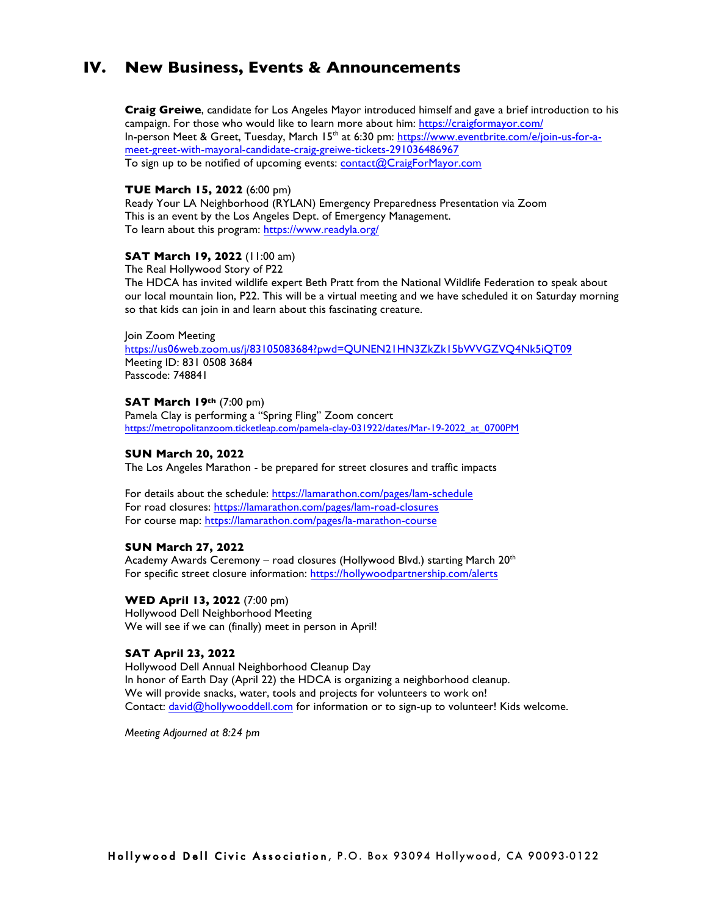# IV. New Business, Events & Announcements

**Craig Greiwe**, candidate for Los Angeles Mayor introduced himself and gave a brief introduction to his campaign. For those who would like to learn more about him: https://craigformayor.com/
In-person Meet & Greet, Tuesday, March 15th at 6:30 pm: https://www.eventbrite.com/e/join-us-for-a-meet-greet-with-mayoral-candidate-craig-greiwe-tickets-291036486967
To sign up to be notified of upcoming events: contact@CraigForMayor.com

**TUE March 15, 2022** (6:00 pm)
Ready Your LA Neighborhood (RYLAN) Emergency Preparedness Presentation via Zoom
This is an event by the Los Angeles Dept. of Emergency Management.
To learn about this program: https://www.readyla.org/

**SAT March 19, 2022** (11:00 am)
The Real Hollywood Story of P22
The HDCA has invited wildlife expert Beth Pratt from the National Wildlife Federation to speak about our local mountain lion, P22. This will be a virtual meeting and we have scheduled it on Saturday morning so that kids can join in and learn about this fascinating creature.

Join Zoom Meeting
https://us06web.zoom.us/j/83105083684?pwd=QUNEN21HN3ZkZk15bWVGZVQ4Nk5iQT09
Meeting ID: 831 0508 3684
Passcode: 748841

**SAT March 19th** (7:00 pm)
Pamela Clay is performing a "Spring Fling" Zoom concert
https://metropolitanzoom.ticketleap.com/pamela-clay-031922/dates/Mar-19-2022_at_0700PM

**SUN March 20, 2022**
The Los Angeles Marathon - be prepared for street closures and traffic impacts

For details about the schedule: https://lamarathon.com/pages/lam-schedule
For road closures: https://lamarathon.com/pages/lam-road-closures
For course map: https://lamarathon.com/pages/la-marathon-course

**SUN March 27, 2022**
Academy Awards Ceremony – road closures (Hollywood Blvd.) starting March 20th
For specific street closure information: https://hollywoodpartnership.com/alerts

**WED April 13, 2022** (7:00 pm)
Hollywood Dell Neighborhood Meeting
We will see if we can (finally) meet in person in April!

**SAT April 23, 2022**
Hollywood Dell Annual Neighborhood Cleanup Day
In honor of Earth Day (April 22) the HDCA is organizing a neighborhood cleanup.
We will provide snacks, water, tools and projects for volunteers to work on!
Contact: david@hollywooddell.com for information or to sign-up to volunteer! Kids welcome.

*Meeting Adjourned at 8:24 pm*